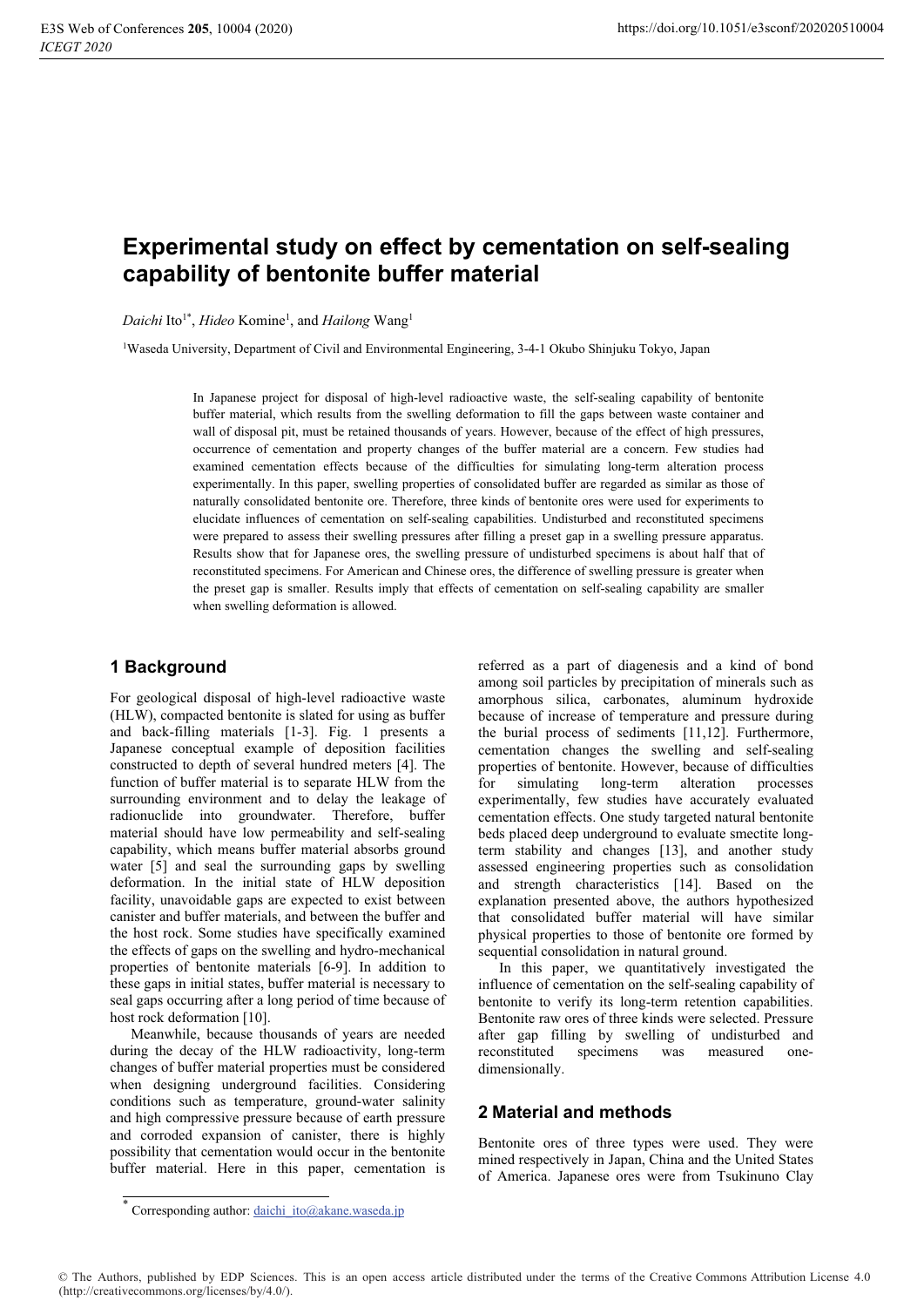# Experimental study on effect by cementation on self-sealing capability of bentonite buffer material

*Daichi* Ito[1*], *Hideo* Komine[1], and *Hailong* Wang[1]

[1]Waseda University, Department of Civil and Environmental Engineering, 3-4-1 Okubo Shinjuku Tokyo, Japan

In Japanese project for disposal of high-level radioactive waste, the self-sealing capability of bentonite buffer material, which results from the swelling deformation to fill the gaps between waste container and wall of disposal pit, must be retained thousands of years. However, because of the effect of high pressures, occurrence of cementation and property changes of the buffer material are a concern. Few studies had examined cementation effects because of the difficulties for simulating long-term alteration process experimentally. In this paper, swelling properties of consolidated buffer are regarded as similar as those of naturally consolidated bentonite ore. Therefore, three kinds of bentonite ores were used for experiments to elucidate influences of cementation on self-sealing capabilities. Undisturbed and reconstituted specimens were prepared to assess their swelling pressures after filling a preset gap in a swelling pressure apparatus. Results show that for Japanese ores, the swelling pressure of undisturbed specimens is about half that of reconstituted specimens. For American and Chinese ores, the difference of swelling pressure is greater when the preset gap is smaller. Results imply that effects of cementation on self-sealing capability are smaller when swelling deformation is allowed.

## 1 Background

For geological disposal of high-level radioactive waste (HLW), compacted bentonite is slated for using as buffer and back-filling materials [1-3]. Fig. 1 presents a Japanese conceptual example of deposition facilities constructed to depth of several hundred meters [4]. The function of buffer material is to separate HLW from the surrounding environment and to delay the leakage of radionuclide into groundwater. Therefore, buffer material should have low permeability and self-sealing capability, which means buffer material absorbs ground water [5] and seal the surrounding gaps by swelling deformation. In the initial state of HLW deposition facility, unavoidable gaps are expected to exist between canister and buffer materials, and between the buffer and the host rock. Some studies have specifically examined the effects of gaps on the swelling and hydro-mechanical properties of bentonite materials [6-9]. In addition to these gaps in initial states, buffer material is necessary to seal gaps occurring after a long period of time because of host rock deformation [10].

Meanwhile, because thousands of years are needed during the decay of the HLW radioactivity, long-term changes of buffer material properties must be considered when designing underground facilities. Considering conditions such as temperature, ground-water salinity and high compressive pressure because of earth pressure and corroded expansion of canister, there is highly possibility that cementation would occur in the bentonite buffer material. Here in this paper, cementation is referred as a part of diagenesis and a kind of bond among soil particles by precipitation of minerals such as amorphous silica, carbonates, aluminum hydroxide because of increase of temperature and pressure during the burial process of sediments [11,12]. Furthermore, cementation changes the swelling and self-sealing properties of bentonite. However, because of difficulties for simulating long-term alteration processes experimentally, few studies have accurately evaluated cementation effects. One study targeted natural bentonite beds placed deep underground to evaluate smectite long-term stability and changes [13], and another study assessed engineering properties such as consolidation and strength characteristics [14]. Based on the explanation presented above, the authors hypothesized that consolidated buffer material will have similar physical properties to those of bentonite ore formed by sequential consolidation in natural ground.

In this paper, we quantitatively investigated the influence of cementation on the self-sealing capability of bentonite to verify its long-term retention capabilities. Bentonite raw ores of three kinds were selected. Pressure after gap filling by swelling of undisturbed and reconstituted specimens was measured one-dimensionally.

## 2 Material and methods

Bentonite ores of three types were used. They were mined respectively in Japan, China and the United States of America. Japanese ores were from Tsukinuno Clay

* Corresponding author: daichi_ito@akane.waseda.jp

© The Authors, published by EDP Sciences. This is an open access article distributed under the terms of the Creative Commons Attribution License 4.0 (http://creativecommons.org/licenses/by/4.0/).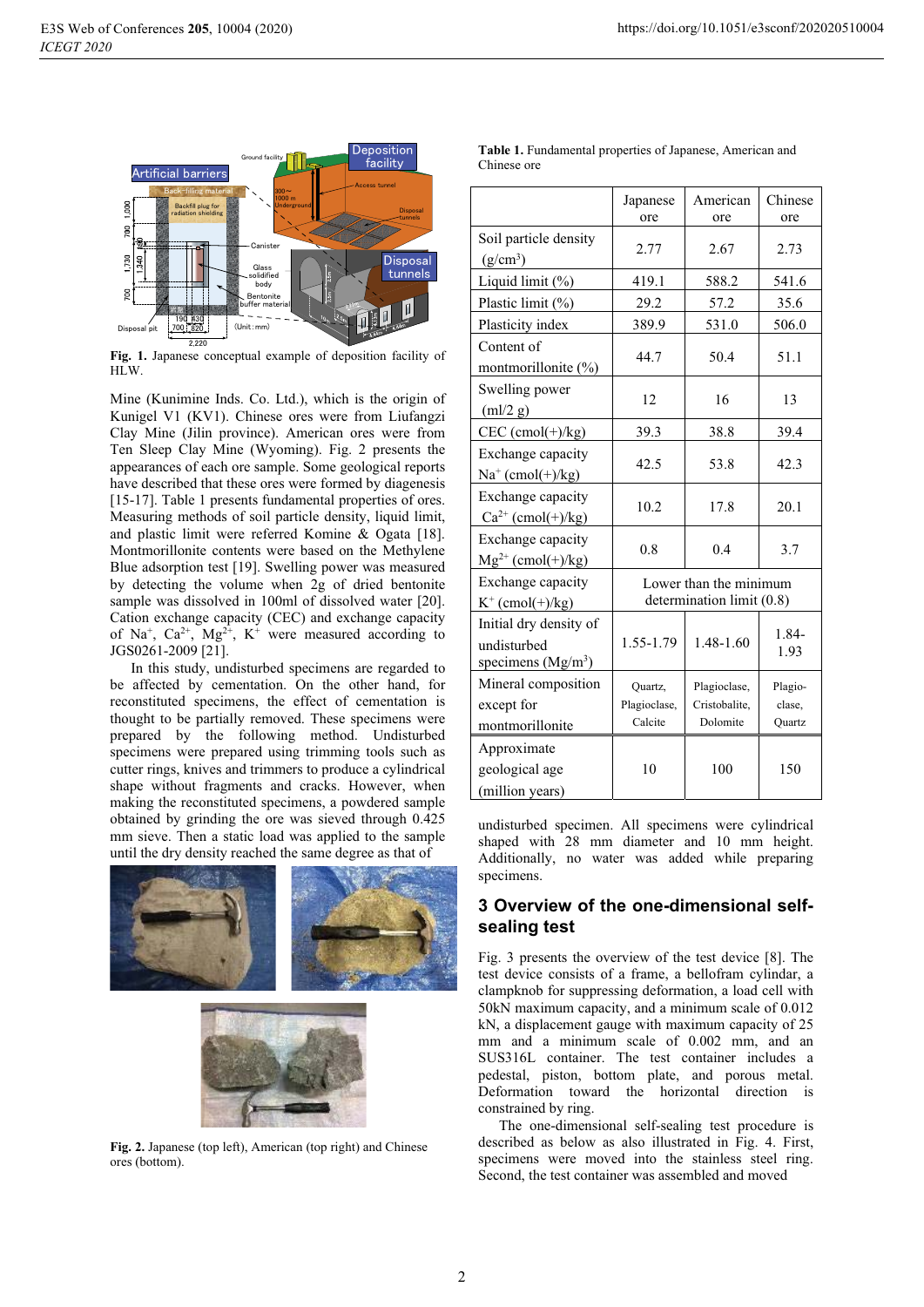Fig. 1. Japanese conceptual example of deposition facility of HLW.

Mine (Kunimine Inds. Co. Ltd.), which is the origin of Kunigel V1 (KV1). Chinese ores were from Liufangzi Clay Mine (Jilin province). American ores were from Ten Sleep Clay Mine (Wyoming). Fig. 2 presents the appearances of each ore sample. Some geological reports have described that these ores were formed by diagenesis [15-17]. Table 1 presents fundamental properties of ores. Measuring methods of soil particle density, liquid limit, and plastic limit were referred Komine & Ogata [18]. Montmorillonite contents were based on the Methylene Blue adsorption test [19]. Swelling power was measured by detecting the volume when 2g of dried bentonite sample was dissolved in 100ml of dissolved water [20]. Cation exchange capacity (CEC) and exchange capacity of $Na^+$, $Ca^{2+}$, $Mg^{2+}$, $K^+$ were measured according to JGS0261-2009 [21].

In this study, undisturbed specimens are regarded to be affected by cementation. On the other hand, for reconstituted specimens, the effect of cementation is thought to be partially removed. These specimens were prepared by the following method. Undisturbed specimens were prepared using trimming tools such as cutter rings, knives and trimmers to produce a cylindrical shape without fragments and cracks. However, when making the reconstituted specimens, a powdered sample obtained by grinding the ore was sieved through 0.425 mm sieve. Then a static load was applied to the sample until the dry density reached the same degree as that of undisturbed specimen. All specimens were cylindrical shaped with 28 mm diameter and 10 mm height. Additionally, no water was added while preparing specimens.

Fig. 2. Japanese (top left), American (top right) and Chinese ores (bottom).

Table 1. Fundamental properties of Japanese, American and Chinese ore

| | Japanese ore | American ore | Chinese ore |
|---|---|---|---|
| Soil particle density ($g/cm^3$) | 2.77 | 2.67 | 2.73 |
| Liquid limit (%) | 419.1 | 588.2 | 541.6 |
| Plastic limit (%) | 29.2 | 57.2 | 35.6 |
| Plasticity index | 389.9 | 531.0 | 506.0 |
| Content of montmorillonite (%) | 44.7 | 50.4 | 51.1 |
| Swelling power (ml/2 g) | 12 | 16 | 13 |
| CEC (cmol(+)/kg) | 39.3 | 38.8 | 39.4 |
| Exchange capacity $Na^+$ (cmol(+)/kg) | 42.5 | 53.8 | 42.3 |
| Exchange capacity $Ca^{2+}$ (cmol(+)/kg) | 10.2 | 17.8 | 20.1 |
| Exchange capacity $Mg^{2+}$ (cmol(+)/kg) | 0.8 | 0.4 | 3.7 |
| Exchange capacity $K^+$ (cmol(+)/kg) | Lower than the minimum determination limit (0.8) | | |
| Initial dry density of undisturbed specimens ($Mg/m^3$) | 1.55-1.79 | 1.48-1.60 | 1.84-1.93 |
| Mineral composition except for montmorillonite | Quartz, Plagioclase, Calcite | Plagioclase, Cristobalite, Dolomite | Plagioclase, Quartz |
| Approximate geological age (million years) | 10 | 100 | 150 |

## 3 Overview of the one-dimensional self-sealing test

Fig. 3 presents the overview of the test device [8]. The test device consists of a frame, a bellofram cylinder, a clampknob for suppressing deformation, a load cell with 50kN maximum capacity, and a minimum scale of 0.012 kN, a displacement gauge with maximum capacity of 25 mm and a minimum scale of 0.002 mm, and an SUS316L container. The test container includes a pedestal, piston, bottom plate, and porous metal. Deformation toward the horizontal direction is constrained by ring.

The one-dimensional self-sealing test procedure is described as below as also illustrated in Fig. 4. First, specimens were moved into the stainless steel ring. Second, the test container was assembled and moved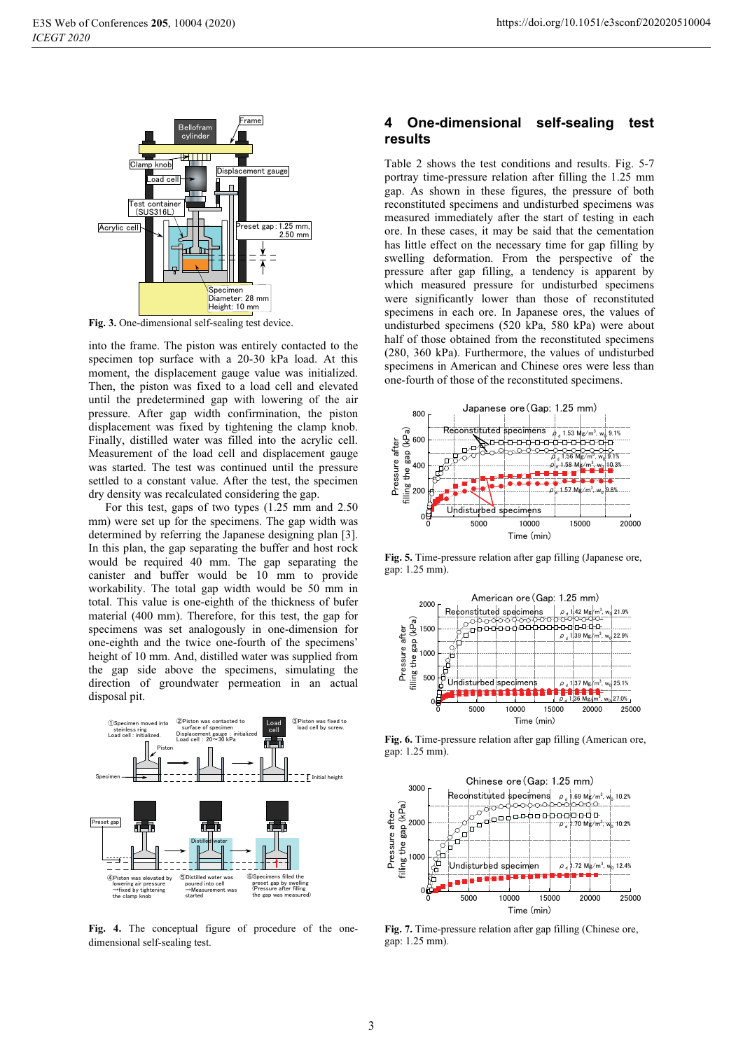Fig. 3. One-dimensional self-sealing test device.

into the frame. The piston was entirely contacted to the specimen top surface with a 20-30 kPa load. At this moment, the displacement gauge value was initialized. Then, the piston was fixed to a load cell and elevated until the predetermined gap with lowering of the air pressure. After gap width confirmation, the piston displacement was fixed by tightening the clamp knob. Finally, distilled water was filled into the acrylic cell. Measurement of the load cell and displacement gauge was started. The test was continued until the pressure settled to a constant value. After the test, the specimen dry density was recalculated considering the gap.

For this test, gaps of two types (1.25 mm and 2.50 mm) were set up for the specimens. The gap width was determined by referring the Japanese designing plan [3]. In this plan, the gap separating the buffer and host rock would be required 40 mm. The gap separating the canister and buffer would be 10 mm to provide workability. The total gap width would be 50 mm in total. This value is one-eighth of the thickness of bufer material (400 mm). Therefore, for this test, the gap for specimens was set analogously in one-dimension from one-eighth and the twice one-fourth of the specimens' height of 10 mm. And, distilled water was supplied from the gap side above the specimens, simulating the direction of groundwater permeation in an actual disposal pit.

Fig. 4. The conceptual figure of procedure of the one-dimensional self-sealing test.

## 4 One-dimensional self-sealing test results

Table 2 shows the test conditions and results. Fig. 5-7 portray time-pressure relation after filling the 1.25 mm gap. As shown in these figures, the pressure of both reconstituted specimens and undisturbed specimens was measured immediately after the start of testing in each ore. In these cases, it may be said that the cementation has little effect on the necessary time for gap filling by swelling deformation. From the perspective of the pressure after gap filling, a tendency is apparent by which measured pressure for undisturbed specimens were significantly lower than those of reconstituted specimens in each ore. In Japanese ores, the values of undisturbed specimens (520 kPa, 580 kPa) were about half of those obtained from the reconstituted specimens (280, 360 kPa). Furthermore, the values of undisturbed specimens in American and Chinese ores were less than one-fourth of those of the reconstituted specimens.

Fig. 5. Time-pressure relation after gap filling (Japanese ore, gap: 1.25 mm).

Fig. 6. Time-pressure relation after gap filling (American ore, gap: 1.25 mm).

Fig. 7. Time-pressure relation after gap filling (Chinese ore, gap: 1.25 mm).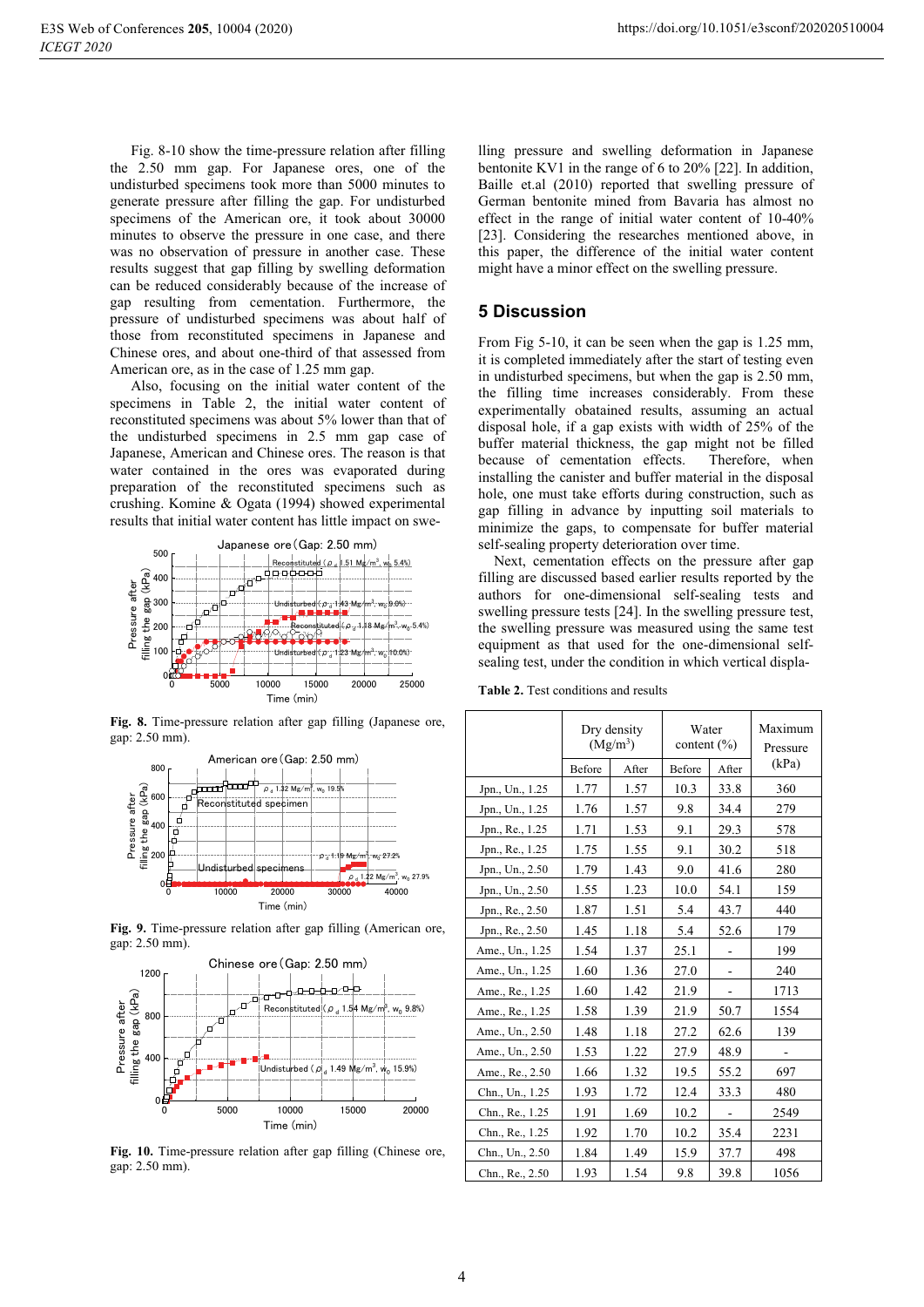Fig. 8-10 show the time-pressure relation after filling the 2.50 mm gap. For Japanese ores, one of the undisturbed specimens took more than 5000 minutes to generate pressure after filling the gap. For undisturbed specimens of the American ore, it took about 30000 minutes to observe the pressure in one case, and there was no observation of pressure in another case. These results suggest that gap filling by swelling deformation can be reduced considerably because of the increase of gap resulting from cementation. Furthermore, the pressure of undisturbed specimens was about half of those from reconstituted specimens in Japanese and Chinese ores, and about one-third of that assessed from American ore, as in the case of 1.25 mm gap.

Also, focusing on the initial water content of the specimens in Table 2, the initial water content of reconstituted specimens was about 5% lower than that of the undisturbed specimens in 2.5 mm gap case of Japanese, American and Chinese ores. The reason is that water contained in the ores was evaporated during preparation of the reconstituted specimens such as crushing. Komine & Ogata (1994) showed experimental results that initial water content has little impact on swelling pressure and swelling deformation in Japanese bentonite KV1 in the range of 6 to 20% [22]. In addition, Baille et.al (2010) reported that swelling pressure of German bentonite mined from Bavaria has almost no effect in the range of initial water content of 10-40% [23]. Considering the researches mentioned above, in this paper, the difference of the initial water content might have a minor effect on the swelling pressure.

**Fig. 8.** Time-pressure relation after gap filling (Japanese ore, gap: 2.50 mm).

**Fig. 9.** Time-pressure relation after gap filling (American ore, gap: 2.50 mm).

**Fig. 10.** Time-pressure relation after gap filling (Chinese ore, gap: 2.50 mm).

## 5 Discussion

From Fig 5-10, it can be seen when the gap is 1.25 mm, it is completed immediately after the start of testing even in undisturbed specimens, but when the gap is 2.50 mm, the filling time increases considerably. From these experimentally obatained results, assuming an actual disposal hole, if a gap exists with width of 25% of the buffer material thickness, the gap might not be filled because of cementation effects. Therefore, when installing the canister and buffer material in the disposal hole, one must take efforts during construction, such as gap filling in advance by inputting soil materials to minimize the gaps, to compensate for buffer material self-sealing property deterioration over time.

Next, cementation effects on the pressure after gap filling are discussed based earlier results reported by the authors for one-dimensional self-sealing tests and swelling pressure tests [24]. In the swelling pressure test, the swelling pressure was measured using the same test equipment as that used for the one-dimensional self-sealing test, under the condition in which vertical displa-

**Table 2.** Test conditions and results

| | Dry density ($Mg/m^3$) | | Water content (%) | | Maximum Pressure (kPa) |
|---|---|---|---|---|---|
| | Before | After | Before | After | |
| Jpn., Un., 1.25 | 1.77 | 1.57 | 10.3 | 33.8 | 360 |
| Jpn., Un., 1.25 | 1.76 | 1.57 | 9.8 | 34.4 | 279 |
| Jpn., Re., 1.25 | 1.71 | 1.53 | 9.1 | 29.3 | 578 |
| Jpn., Re., 1.25 | 1.75 | 1.55 | 9.1 | 30.2 | 518 |
| Jpn., Un., 2.50 | 1.79 | 1.43 | 9.0 | 41.6 | 280 |
| Jpn., Un., 2.50 | 1.55 | 1.23 | 10.0 | 54.1 | 159 |
| Jpn., Re., 2.50 | 1.87 | 1.51 | 5.4 | 43.7 | 440 |
| Jpn., Re., 2.50 | 1.45 | 1.18 | 5.4 | 52.6 | 179 |
| Ame., Un., 1.25 | 1.54 | 1.37 | 25.1 | - | 199 |
| Ame., Un., 1.25 | 1.60 | 1.36 | 27.0 | - | 240 |
| Ame., Re., 1.25 | 1.60 | 1.42 | 21.9 | - | 1713 |
| Ame., Re., 1.25 | 1.58 | 1.39 | 21.9 | 50.7 | 1554 |
| Ame., Un., 2.50 | 1.48 | 1.18 | 27.2 | 62.6 | 139 |
| Ame., Un., 2.50 | 1.53 | 1.22 | 27.9 | 48.9 | - |
| Ame., Re., 2.50 | 1.66 | 1.32 | 19.5 | 55.2 | 697 |
| Chn., Un., 1.25 | 1.93 | 1.72 | 12.4 | 33.3 | 480 |
| Chn., Re., 1.25 | 1.91 | 1.69 | 10.2 | - | 2549 |
| Chn., Re., 1.25 | 1.92 | 1.70 | 10.2 | 35.4 | 2231 |
| Chn., Un., 2.50 | 1.84 | 1.49 | 15.9 | 37.7 | 498 |
| Chn., Re., 2.50 | 1.93 | 1.54 | 9.8 | 39.8 | 1056 |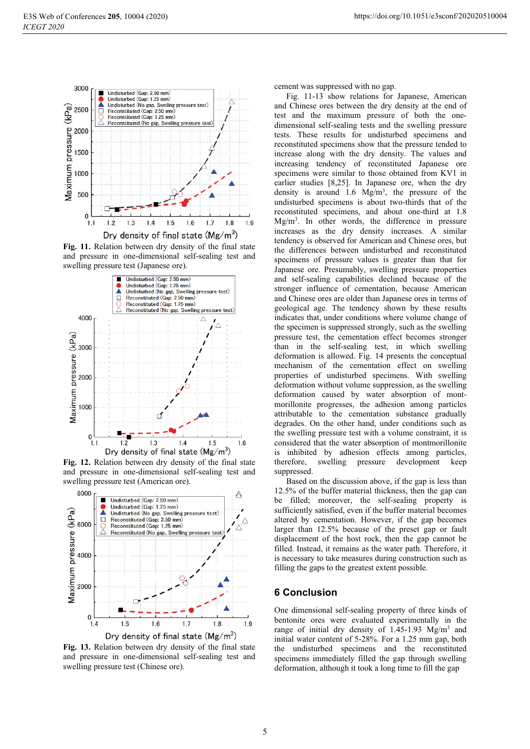Fig. 11. Relation between dry density of the final state and pressure in one-dimensional self-sealing test and swelling pressure test (Japanese ore).

Fig. 12. Relation between dry density of the final state and pressure in one-dimensional self-sealing test and swelling pressure test (American ore).

Fig. 13. Relation between dry density of the final state and pressure in one-dimensional self-sealing test and swelling pressure test (Chinese ore).

cement was suppressed with no gap.

Fig. 11-13 show relations for Japanese, American and Chinese ores between the dry density at the end of test and the maximum pressure of both the one-dimensional self-sealing tests and the swelling pressure tests. These results for undisturbed specimens and reconstituted specimens show that the pressure tended to increase along with the dry density. The values and increasing tendency of reconstituted Japanese ore specimens were similar to those obtained from KV1 in earlier studies [8,25]. In Japanese ore, when the dry density is around 1.6 Mg/m$^3$, the pressure of the undisturbed specimens is about two-thirds that of the reconstituted specimens, and about one-third at 1.8 Mg/m$^3$. In other words, the difference in pressure increases as the dry density increases. A similar tendency is observed for American and Chinese ores, but the differences between undisturbed and reconstituted specimens of pressure values is greater than that for Japanese ore. Presumably, swelling pressure properties and self-sealing capabilities declined because of the stronger influence of cementation, because American and Chinese ores are older than Japanese ores in terms of geological age. The tendency shown by these results indicates that, under conditions where volume change of the specimen is suppressed strongly, such as the swelling pressure test, the cementation effect becomes stronger than in the self-sealing test, in which swelling deformation is allowed. Fig. 14 presents the conceptual mechanism of the cementation effect on swelling properties of undisturbed specimens. With swelling deformation without volume suppression, as the swelling deformation caused by water absorption of montmorillonite progresses, the adhesion among particles attributable to the cementation substance gradually degrades. On the other hand, under conditions such as the swelling pressure test with a volume constraint, it is considered that the water absorption of montmorillonite is inhibited by adhesion effects among particles, therefore, swelling pressure development keep suppressed.

Based on the discussion above, if the gap is less than 12.5% of the buffer material thickness, then the gap can be filled; moreover, the self-sealing property is sufficiently satisfied, even if the buffer material becomes altered by cementation. However, if the gap becomes larger than 12.5% because of the preset gap or fault displacement of the host rock, then the gap cannot be filled. Instead, it remains as the water path. Therefore, it is necessary to take measures during construction such as filling the gaps to the greatest extent possible.

## 6 Conclusion

One dimensional self-sealing property of three kinds of bentonite ores were evaluated experimentally in the range of initial dry density of 1.45-1.93 Mg/m$^3$ and initial water content of 5-28%. For a 1.25 mm gap, both the undisturbed specimens and the reconstituted specimens immediately filled the gap through swelling deformation, although it took a long time to fill the gap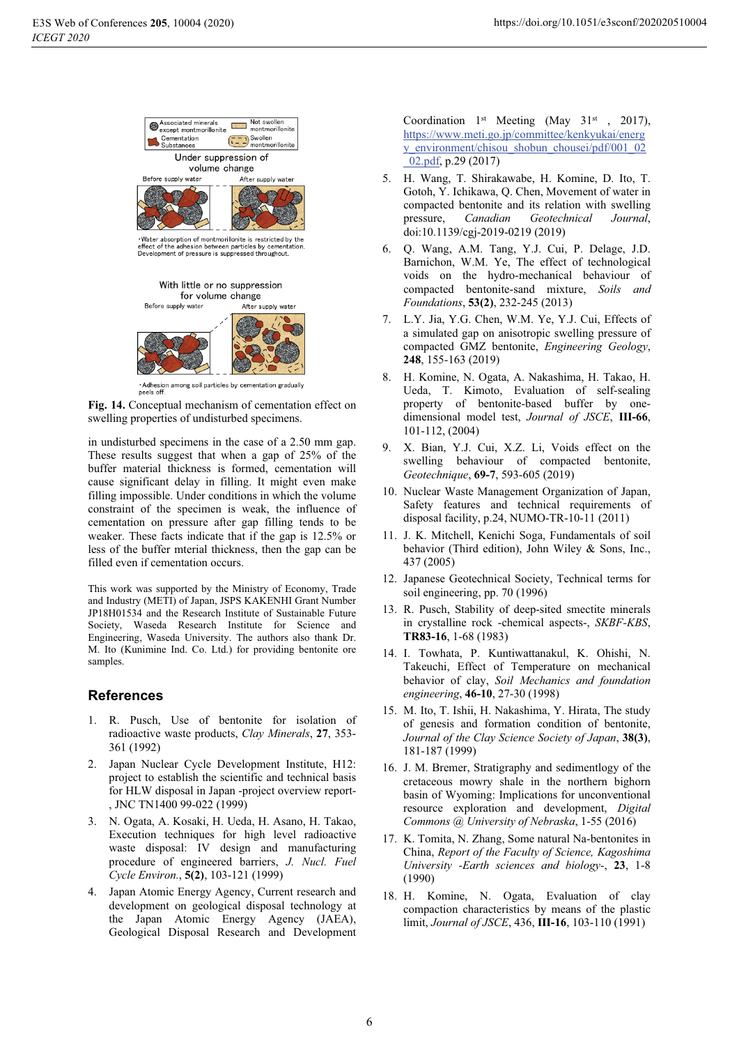Fig. 14. Conceptual mechanism of cementation effect on swelling properties of undisturbed specimens.

in undisturbed specimens in the case of a 2.50 mm gap. These results suggest that when a gap of 25% of the buffer material thickness is formed, cementation will cause significant delay in filling. It might even make filling impossible. Under conditions in which the volume constraint of the specimen is weak, the influence of cementation on pressure after gap filling tends to be weaker. These facts indicate that if the gap is 12.5% or less of the buffer mterial thickness, then the gap can be filled even if cementation occurs.

This work was supported by the Ministry of Economy, Trade and Industry (METI) of Japan, JSPS KAKENHI Grant Number JP18H01534 and the Research Institute of Sustainable Future Society, Waseda Research Institute for Science and Engineering, Waseda University. The authors also thank Dr. M. Ito (Kunimine Ind. Co. Ltd.) for providing bentonite ore samples.

## References

1. R. Pusch, Use of bentonite for isolation of radioactive waste products, *Clay Minerals*, **27**, 353-361 (1992)
2. Japan Nuclear Cycle Development Institute, H12: project to establish the scientific and technical basis for HLW disposal in Japan -project overview report- , JNC TN1400 99-022 (1999)
3. N. Ogata, A. Kosaki, H. Ueda, H. Asano, H. Takao, Execution techniques for high level radioactive waste disposal: IV design and manufacturing procedure of engineered barriers, *J. Nucl. Fuel Cycle Environ.*, **5(2)**, 103-121 (1999)
4. Japan Atomic Energy Agency, Current research and development on geological disposal technology at the Japan Atomic Energy Agency (JAEA), Geological Disposal Research and Development Coordination 1st Meeting (May 31st , 2017), https://www.meti.go.jp/committee/kenkyukai/energy_environment/chisou_shobun_chousei/pdf/001_02_02.pdf, p.29 (2017)
5. H. Wang, T. Shirakawabe, H. Komine, D. Ito, T. Gotoh, Y. Ichikawa, Q. Chen, Movement of water in compacted bentonite and its relation with swelling pressure, *Canadian Geotechnical Journal*, doi:10.1139/cgj-2019-0219 (2019)
6. Q. Wang, A.M. Tang, Y.J. Cui, P. Delage, J.D. Barnichon, W.M. Ye, The effect of technological voids on the hydro-mechanical behaviour of compacted bentonite-sand mixture, *Soils and Foundations*, **53(2)**, 232-245 (2013)
7. L.Y. Jia, Y.G. Chen, W.M. Ye, Y.J. Cui, Effects of a simulated gap on anisotropic swelling pressure of compacted GMZ bentonite, *Engineering Geology*, **248**, 155-163 (2019)
8. H. Komine, N. Ogata, A. Nakashima, H. Takao, H. Ueda, T. Kimoto, Evaluation of self-sealing property of bentonite-based buffer by one-dimensional model test, *Journal of JSCE*, **III-66**, 101-112, (2004)
9. X. Bian, Y.J. Cui, X.Z. Li, Voids effect on the swelling behaviour of compacted bentonite, *Geotechnique*, **69-7**, 593-605 (2019)
10. Nuclear Waste Management Organization of Japan, Safety features and technical requirements of disposal facility, p.24, NUMO-TR-10-11 (2011)
11. J. K. Mitchell, Kenichi Soga, Fundamentals of soil behavior (Third edition), John Wiley & Sons, Inc., 437 (2005)
12. Japanese Geotechnical Society, Technical terms for soil engineering, pp. 70 (1996)
13. R. Pusch, Stability of deep-sited smectite minerals in crystalline rock -chemical aspects-, *SKBF-KBS*, **TR83-16**, 1-68 (1983)
14. I. Towhata, P. Kuntiwattanakul, K. Ohishi, N. Takeuchi, Effect of Temperature on mechanical behavior of clay, *Soil Mechanics and foundation engineering*, **46-10**, 27-30 (1998)
15. M. Ito, T. Ishii, H. Nakashima, Y. Hirata, The study of genesis and formation condition of bentonite, *Journal of the Clay Science Society of Japan*, **38(3)**, 181-187 (1999)
16. J. M. Bremer, Stratigraphy and sedimentlogy of the cretaceous mowry shale in the northern bighorn basin of Wyoming: Implications for unconventional resource exploration and development, *Digital Commons @ University of Nebraska*, 1-55 (2016)
17. K. Tomita, N. Zhang, Some natural Na-bentonites in China, *Report of the Faculty of Science, Kagoshima University -Earth sciences and biology-*, **23**, 1-8 (1990)
18. H. Komine, N. Ogata, Evaluation of clay compaction characteristics by means of the plastic limit, *Journal of JSCE*, 436, **III-16**, 103-110 (1991)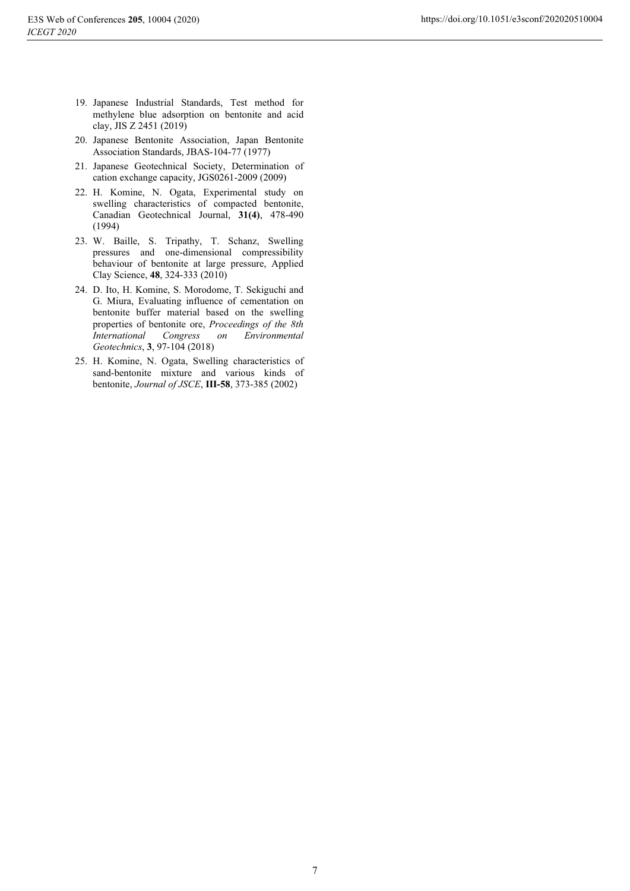19. Japanese Industrial Standards, Test method for methylene blue adsorption on bentonite and acid clay, JIS Z 2451 (2019)
20. Japanese Bentonite Association, Japan Bentonite Association Standards, JBAS-104-77 (1977)
21. Japanese Geotechnical Society, Determination of cation exchange capacity, JGS0261-2009 (2009)
22. H. Komine, N. Ogata, Experimental study on swelling characteristics of compacted bentonite, Canadian Geotechnical Journal, **31(4)**, 478-490 (1994)
23. W. Baille, S. Tripathy, T. Schanz, Swelling pressures and one-dimensional compressibility behaviour of bentonite at large pressure, Applied Clay Science, **48**, 324-333 (2010)
24. D. Ito, H. Komine, S. Morodome, T. Sekiguchi and G. Miura, Evaluating influence of cementation on bentonite buffer material based on the swelling properties of bentonite ore, *Proceedings of the 8th International Congress on Environmental Geotechnics*, **3**, 97-104 (2018)
25. H. Komine, N. Ogata, Swelling characteristics of sand-bentonite mixture and various kinds of bentonite, *Journal of JSCE*, **III-58**, 373-385 (2002)